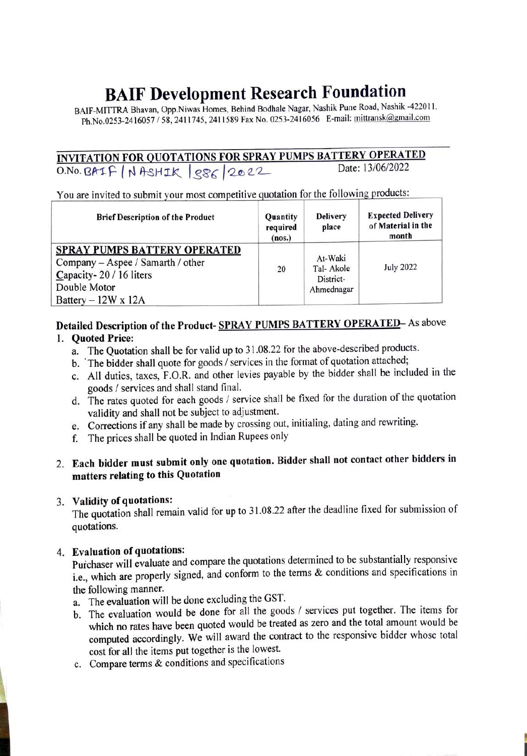# BAIF Development Research Foundation

BAIF-MITTRA Bhavan, Opp.Niwas Homes, Behind Bodhale Nagar, Nashik Pune Road, Nashik -422011.
Ph.No.0253-2416057 / 58, 2411745, 2411589 Fax No. 0253-2416056 E-mail: mittransk@gmail.com

## INVITATION FOR QUOTATIONS FOR SPRAY PUMPS BATTERY OPERATED

Q.No. BAIF / NASHIK / 886 / 2022 Date: 13/06/2022

You are invited to submit your most competitive quotation for the following products:

| Brief Description of the Product | Quantity required (nos.) | Delivery place | Expected Delivery of Material in the month |
|---|---|---|---|
| **SPRAY PUMPS BATTERY OPERATED**<br>Company – Aspee / Samarth / other<br>Capacity- 20 / 16 liters<br>Double Motor<br>Battery – 12W x 12A | 20 | At-Waki<br>Tal- Akole<br>District-<br>Ahmednagar | July 2022 |

**Detailed Description of the Product- SPRAY PUMPS BATTERY OPERATED– As above**

1. **Quoted Price:**
   a. The Quotation shall be for valid up to 31.08.22 for the above-described products.
   b. The bidder shall quote for goods / services in the format of quotation attached;
   c. All duties, taxes, F.O.R. and other levies payable by the bidder shall be included in the goods / services and shall stand final.
   d. The rates quoted for each goods / service shall be fixed for the duration of the quotation validity and shall not be subject to adjustment.
   e. Corrections if any shall be made by crossing out, initialing, dating and rewriting.
   f. The prices shall be quoted in Indian Rupees only

2. **Each bidder must submit only one quotation. Bidder shall not contact other bidders in matters relating to this Quotation**

3. **Validity of quotations:**
   The quotation shall remain valid for up to 31.08.22 after the deadline fixed for submission of quotations.

4. **Evaluation of quotations:**
   Purchaser will evaluate and compare the quotations determined to be substantially responsive i.e., which are properly signed, and conform to the terms & conditions and specifications in the following manner.
   a. The evaluation will be done excluding the GST.
   b. The evaluation would be done for all the goods / services put together. The items for which no rates have been quoted would be treated as zero and the total amount would be computed accordingly. We will award the contract to the responsive bidder whose total cost for all the items put together is the lowest.
   c. Compare terms & conditions and specifications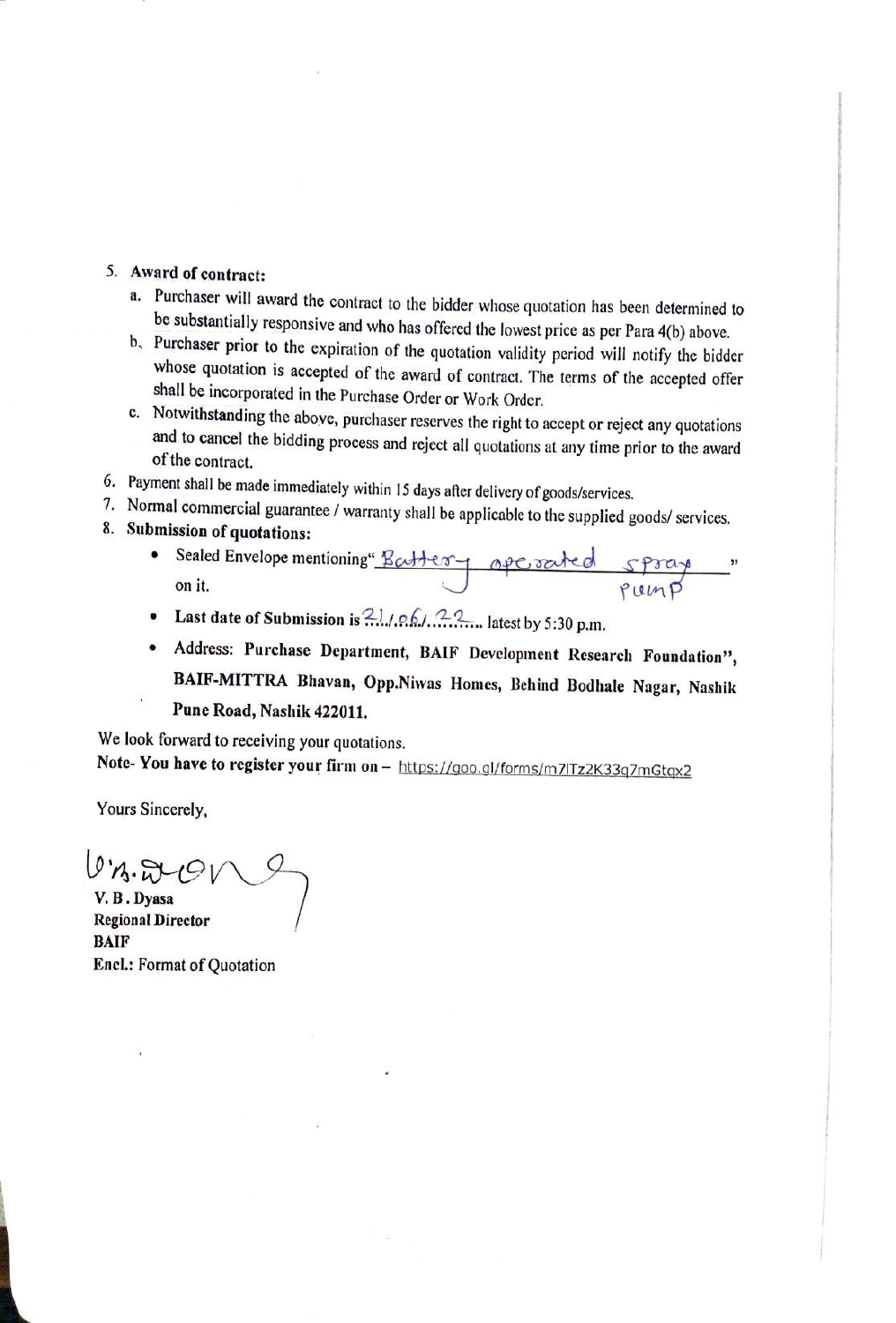5. **Award of contract:**
   a. Purchaser will award the contract to the bidder whose quotation has been determined to be substantially responsive and who has offered the lowest price as per Para 4(b) above.
   b. Purchaser prior to the expiration of the quotation validity period will notify the bidder whose quotation is accepted of the award of contract. The terms of the accepted offer shall be incorporated in the Purchase Order or Work Order.
   c. Notwithstanding the above, purchaser reserves the right to accept or reject any quotations and to cancel the bidding process and reject all quotations at any time prior to the award of the contract.
6. Payment shall be made immediately within 15 days after delivery of goods/services.
7. Normal commercial guarantee / warranty shall be applicable to the supplied goods/ services.
8. **Submission of quotations:**
   - Sealed Envelope mentioning" Battery operated spray pump " on it.
   - **Last date of Submission is** 21/06/22 latest by 5:30 p.m.
   - Address: **Purchase Department, BAIF Development Research Foundation", BAIF-MITTRA Bhavan, Opp.Niwas Homes, Behind Bodhale Nagar, Nashik Pune Road, Nashik 422011.**

We look forward to receiving your quotations.

**Note- You have to register your firm on –** https://goo.gl/forms/m7lTz2K33q7mGtqx2

Yours Sincerely,

**V. B. Dyasa**
**Regional Director**
**BAIF**
**Encl.:** Format of Quotation